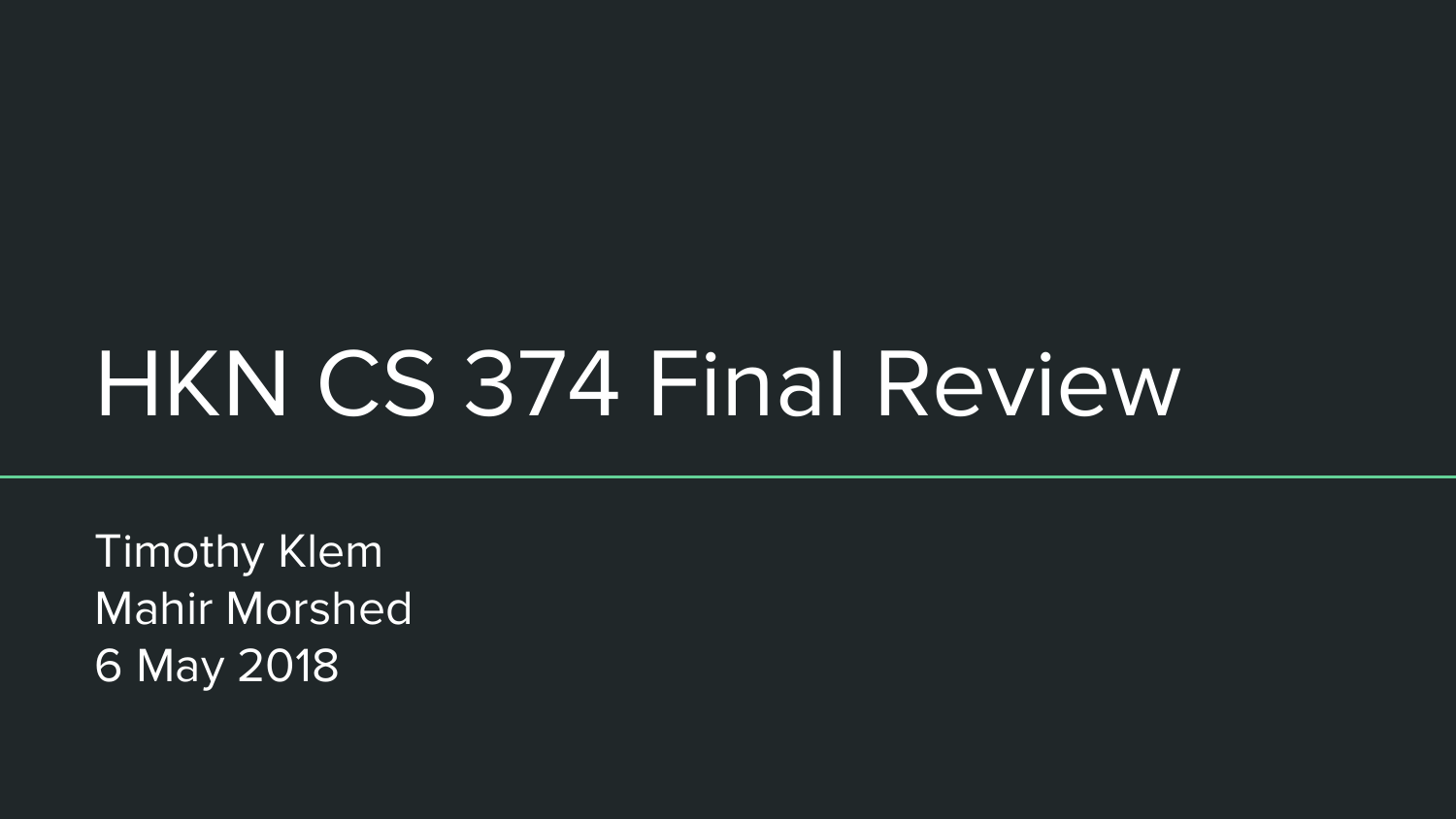# HKN CS 374 Final Review

Timothy Klem
Mahir Morshed
6 May 2018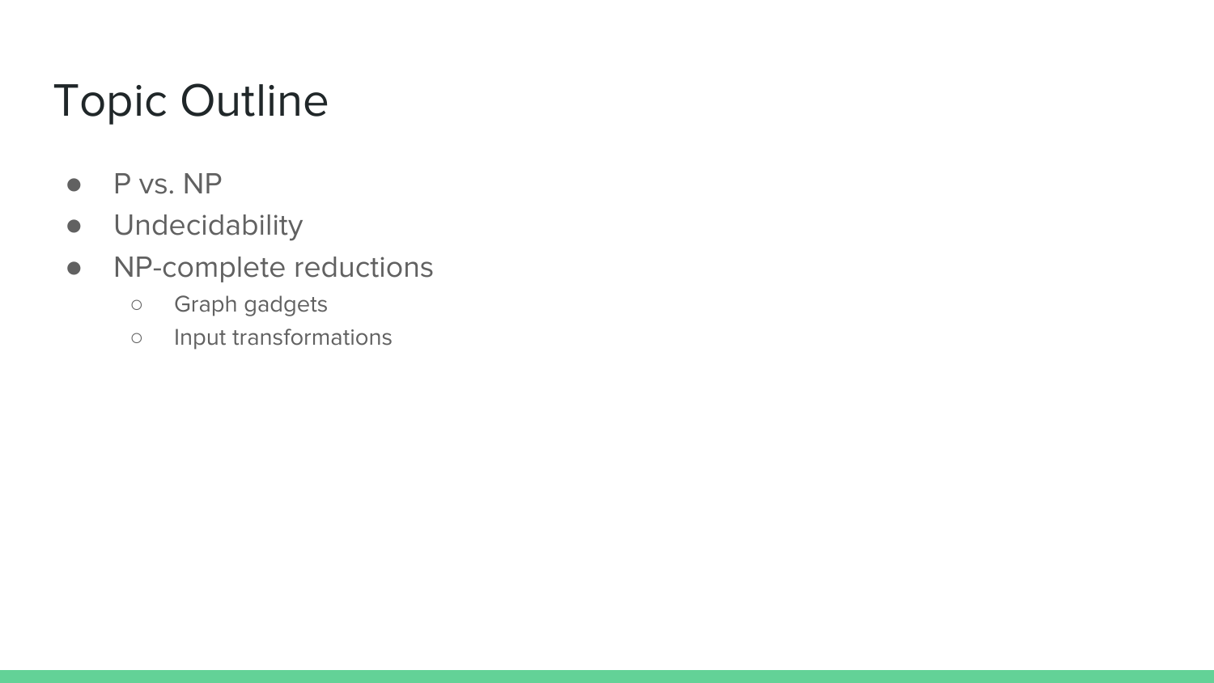# Topic Outline

- P vs. NP
- Undecidability
- NP-complete reductions
  - Graph gadgets
  - Input transformations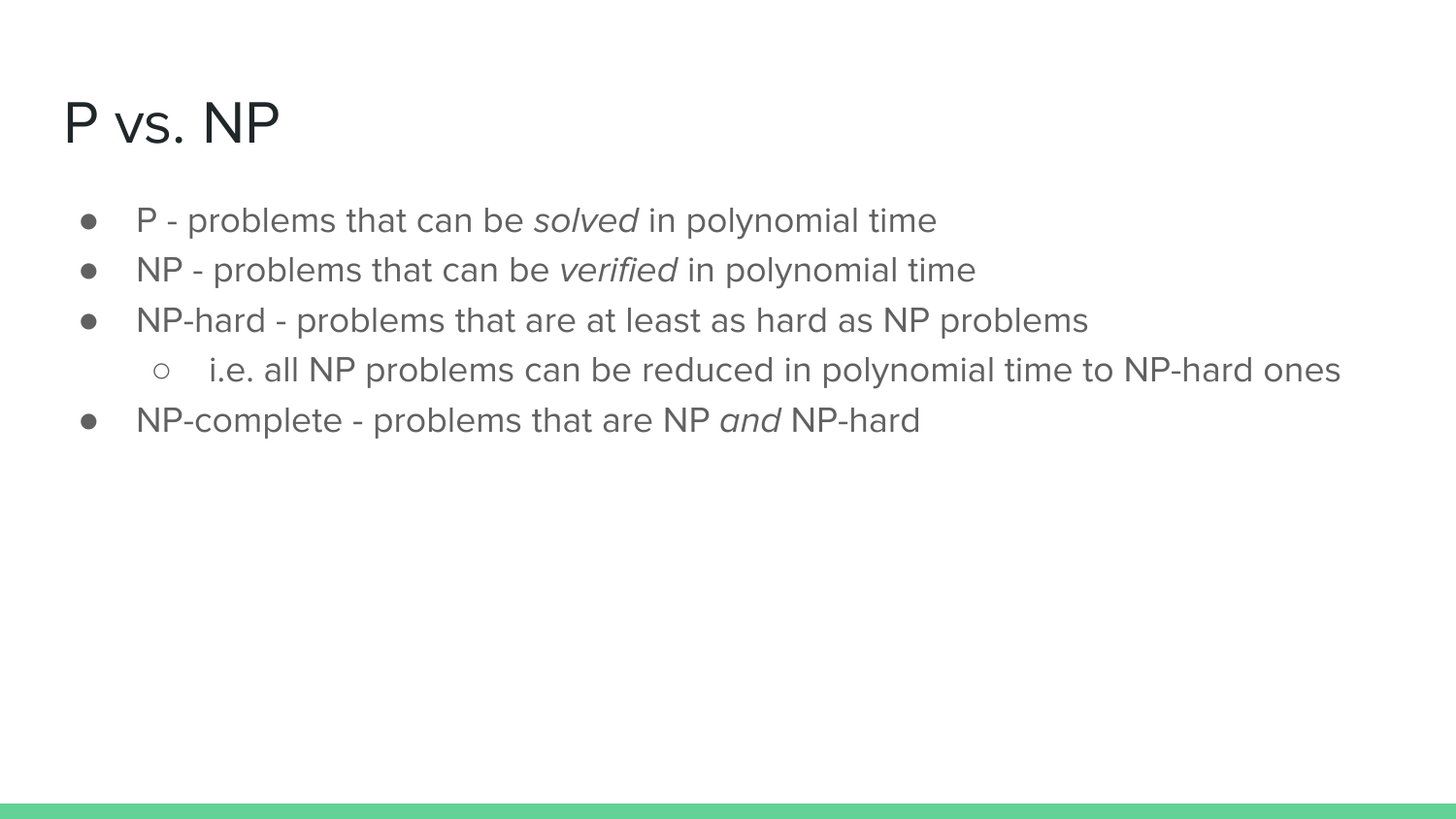# P vs. NP

- P - problems that can be *solved* in polynomial time
- NP - problems that can be *verified* in polynomial time
- NP-hard - problems that are at least as hard as NP problems
  - i.e. all NP problems can be reduced in polynomial time to NP-hard ones
- NP-complete - problems that are NP *and* NP-hard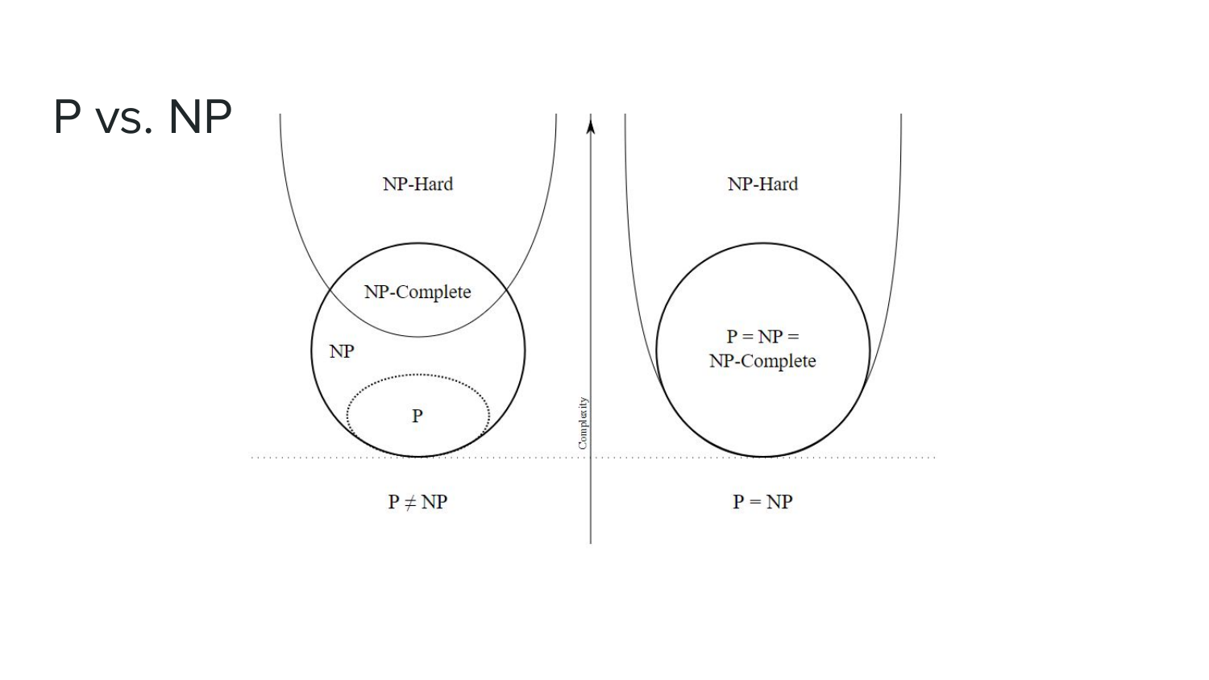# P vs. NP

NP-Hard

NP-Complete

NP

P

$P \neq NP$

Complexity

NP-Hard

$P = NP =$
NP-Complete

$P = NP$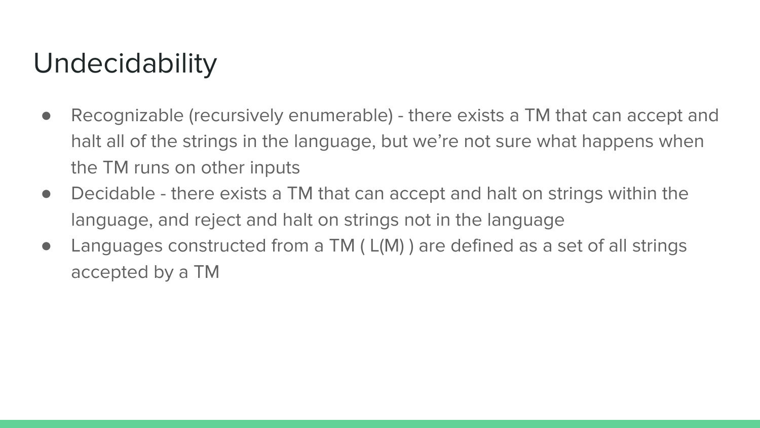# Undecidability

- Recognizable (recursively enumerable) - there exists a TM that can accept and halt all of the strings in the language, but we're not sure what happens when the TM runs on other inputs
- Decidable - there exists a TM that can accept and halt on strings within the language, and reject and halt on strings not in the language
- Languages constructed from a TM ( L(M) ) are defined as a set of all strings accepted by a TM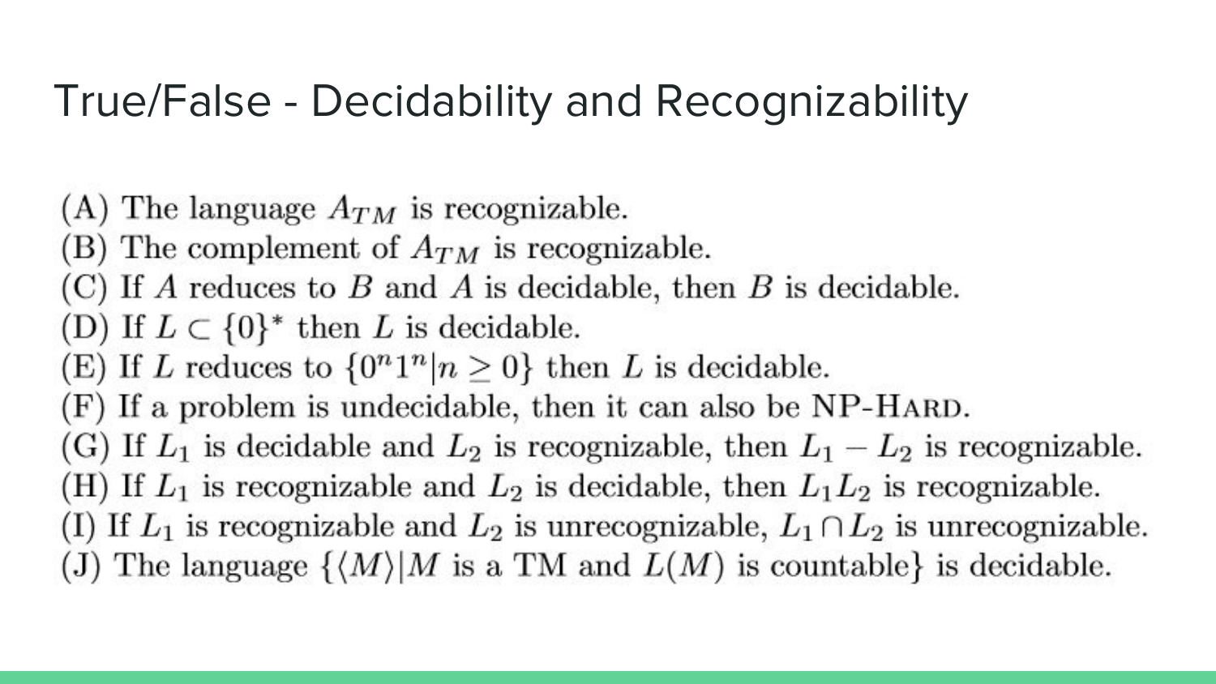# True/False - Decidability and Recognizability

(A) The language $A_{TM}$ is recognizable.
(B) The complement of $A_{TM}$ is recognizable.
(C) If $A$ reduces to $B$ and $A$ is decidable, then $B$ is decidable.
(D) If $L \subset \{0\}^*$ then $L$ is decidable.
(E) If $L$ reduces to $\{0^n 1^n | n \geq 0\}$ then $L$ is decidable.
(F) If a problem is undecidable, then it can also be NP-HARD.
(G) If $L_1$ is decidable and $L_2$ is recognizable, then $L_1 - L_2$ is recognizable.
(H) If $L_1$ is recognizable and $L_2$ is decidable, then $L_1 L_2$ is recognizable.
(I) If $L_1$ is recognizable and $L_2$ is unrecognizable, $L_1 \cap L_2$ is unrecognizable.
(J) The language $\{\langle M \rangle | M \text{ is a TM and } L(M) \text{ is countable}\}$ is decidable.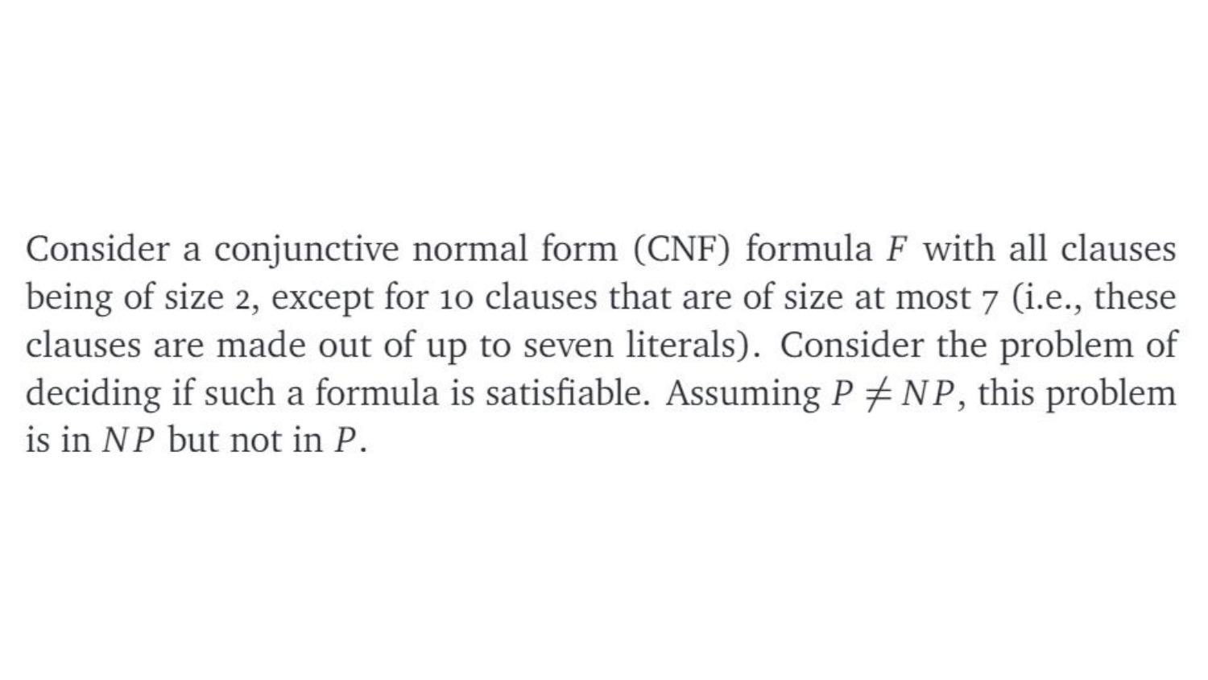Consider a conjunctive normal form (CNF) formula $F$ with all clauses being of size 2, except for 10 clauses that are of size at most 7 (i.e., these clauses are made out of up to seven literals). Consider the problem of deciding if such a formula is satisfiable. Assuming $P \neq NP$, this problem is in $NP$ but not in $P$.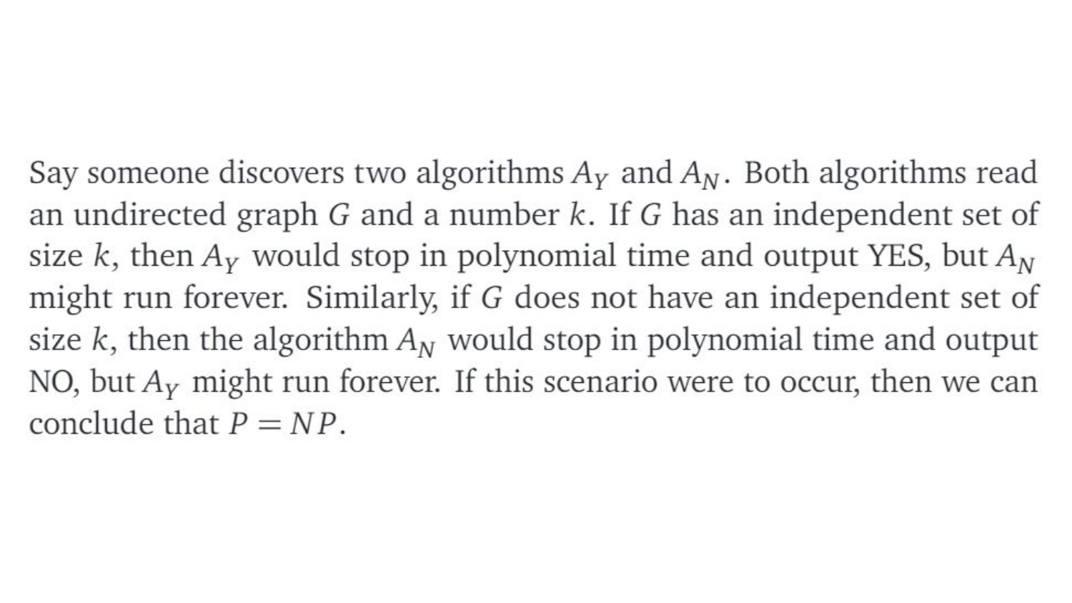Say someone discovers two algorithms $A_Y$ and $A_N$. Both algorithms read an undirected graph $G$ and a number $k$. If $G$ has an independent set of size $k$, then $A_Y$ would stop in polynomial time and output YES, but $A_N$ might run forever. Similarly, if $G$ does not have an independent set of size $k$, then the algorithm $A_N$ would stop in polynomial time and output NO, but $A_Y$ might run forever. If this scenario were to occur, then we can conclude that $P = NP$.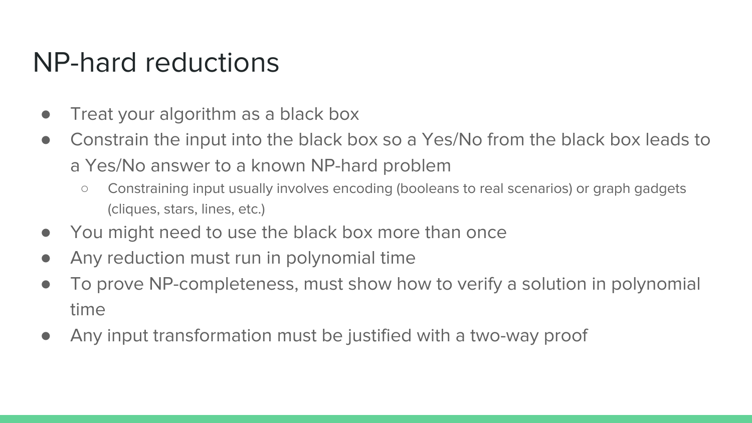# NP-hard reductions

- Treat your algorithm as a black box
- Constrain the input into the black box so a Yes/No from the black box leads to a Yes/No answer to a known NP-hard problem
  - Constraining input usually involves encoding (booleans to real scenarios) or graph gadgets (cliques, stars, lines, etc.)
- You might need to use the black box more than once
- Any reduction must run in polynomial time
- To prove NP-completeness, must show how to verify a solution in polynomial time
- Any input transformation must be justified with a two-way proof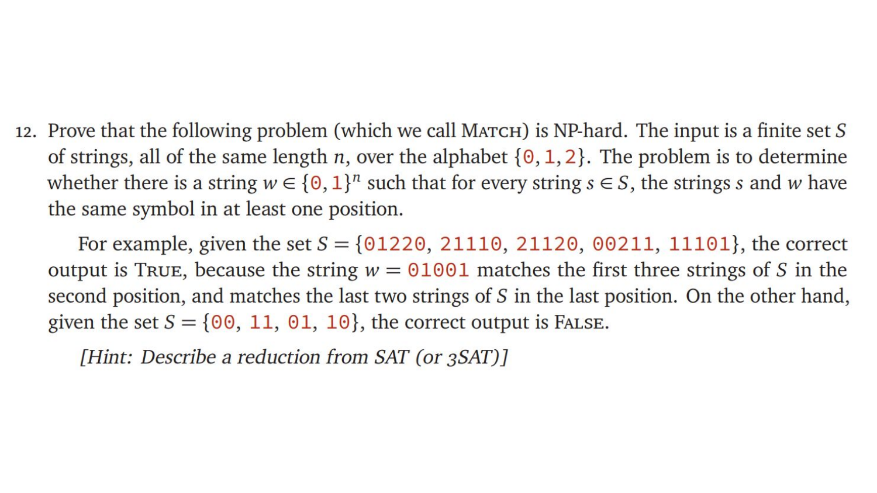12. Prove that the following problem (which we call MATCH) is NP-hard. The input is a finite set $S$ of strings, all of the same length $n$, over the alphabet $\{0, 1, 2\}$. The problem is to determine whether there is a string $w \in \{0, 1\}^n$ such that for every string $s \in S$, the strings $s$ and $w$ have the same symbol in at least one position.

   For example, given the set $S = \{$`01220`, `21110`, `21120`, `00211`, `11101`$\}$, the correct output is TRUE, because the string $w =$ `01001` matches the first three strings of $S$ in the second position, and matches the last two strings of $S$ in the last position. On the other hand, given the set $S = \{$`00`, `11`, `01`, `10`$\}$, the correct output is FALSE.

   *[Hint: Describe a reduction from SAT (or 3SAT)]*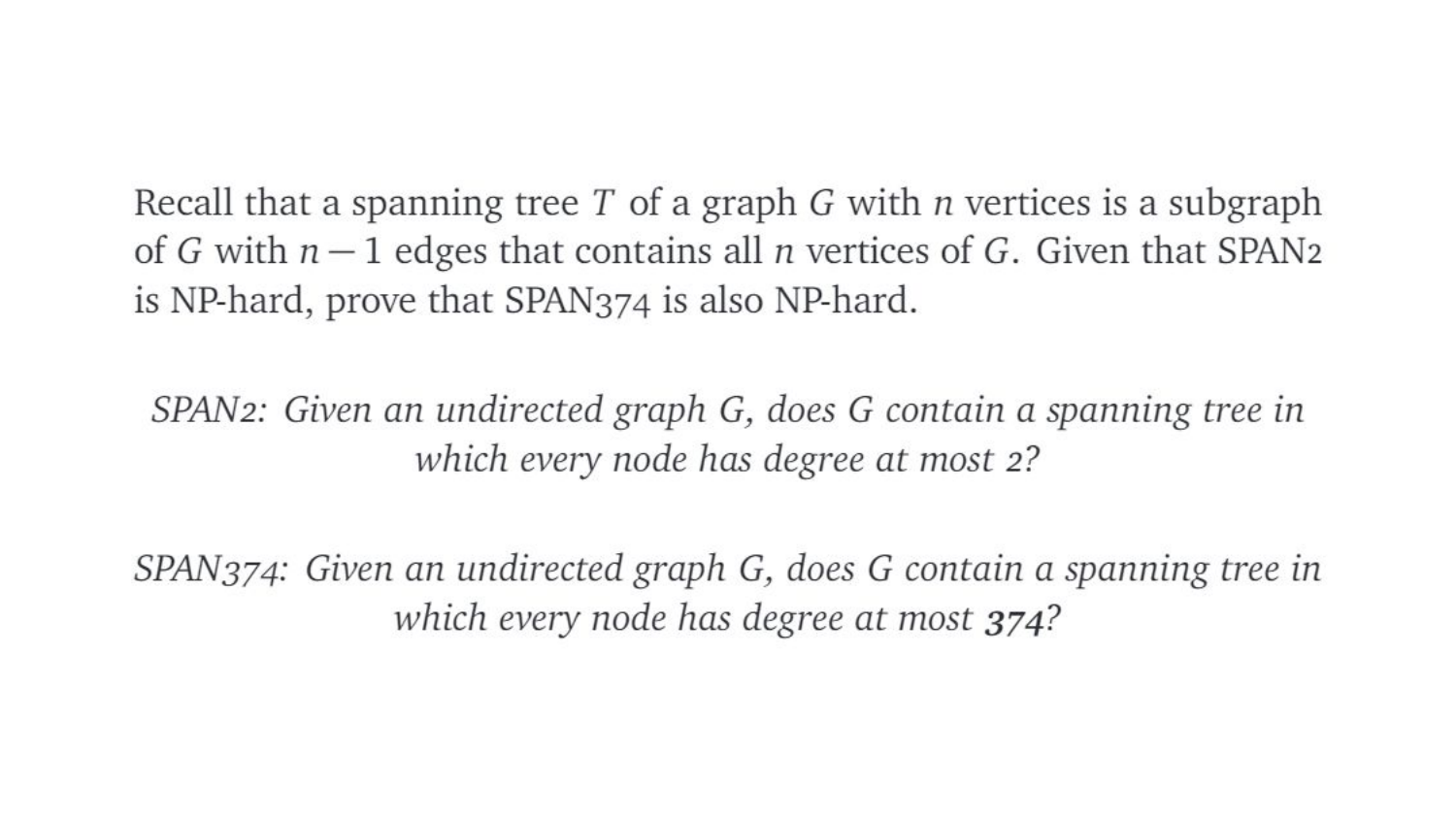Recall that a spanning tree $T$ of a graph $G$ with $n$ vertices is a subgraph of $G$ with $n-1$ edges that contains all $n$ vertices of $G$. Given that SPAN2 is NP-hard, prove that SPAN374 is also NP-hard.

*SPAN2: Given an undirected graph G, does G contain a spanning tree in which every node has degree at most 2?*

*SPAN374: Given an undirected graph G, does G contain a spanning tree in which every node has degree at most* ***374****?*